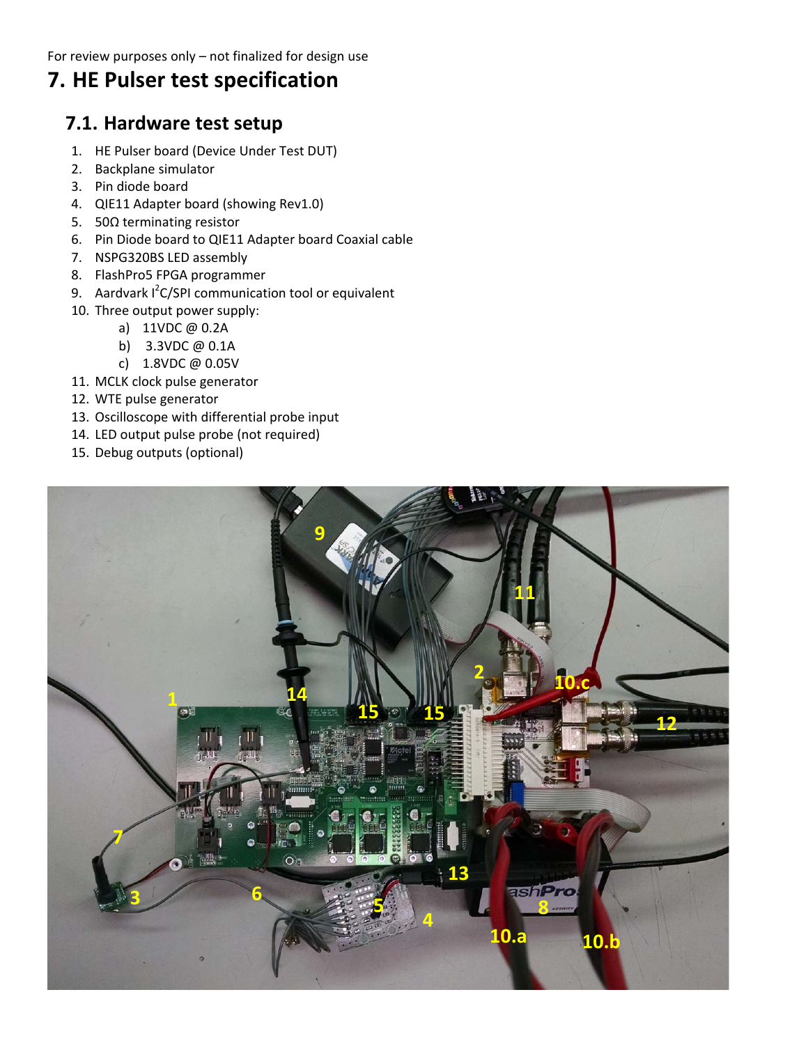For review purposes only – not finalized for design use

# 7. HE Pulser test specification

## 7.1. Hardware test setup

1. HE Pulser board (Device Under Test DUT)
2. Backplane simulator
3. Pin diode board
4. QIE11 Adapter board (showing Rev1.0)
5. 50Ω terminating resistor
6. Pin Diode board to QIE11 Adapter board Coaxial cable
7. NSPG320BS LED assembly
8. FlashPro5 FPGA programmer
9. Aardvark $I^2C$/SPI communication tool or equivalent
10. Three output power supply:
    a) 11VDC @ 0.2A
    b) 3.3VDC @ 0.1A
    c) 1.8VDC @ 0.05V
11. MCLK clock pulse generator
12. WTE pulse generator
13. Oscilloscope with differential probe input
14. LED output pulse probe (not required)
15. Debug outputs (optional)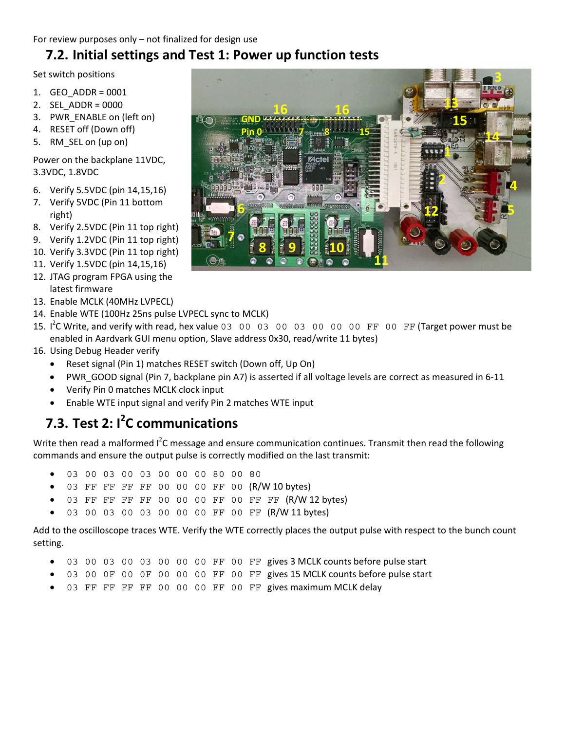For review purposes only – not finalized for design use

## 7.2. Initial settings and Test 1: Power up function tests

Set switch positions

1. GEO_ADDR = 0001
2. SEL_ADDR = 0000
3. PWR_ENABLE on (left on)
4. RESET off (Down off)
5. RM_SEL on (up on)

Power on the backplane 11VDC, 3.3VDC, 1.8VDC

6. Verify 5.5VDC (pin 14,15,16)
7. Verify 5VDC (Pin 11 bottom right)
8. Verify 2.5VDC (Pin 11 top right)
9. Verify 1.2VDC (Pin 11 top right)
10. Verify 3.3VDC (Pin 11 top right)
11. Verify 1.5VDC (pin 14,15,16)
12. JTAG program FPGA using the latest firmware
13. Enable MCLK (40MHz LVPECL)
14. Enable WTE (100Hz 25ns pulse LVPECL sync to MCLK)
15. I$^2$C Write, and verify with read, hex value `03 00 03 00 03 00 00 00 FF 00 FF` (Target power must be enabled in Aardvark GUI menu option, Slave address 0x30, read/write 11 bytes)
16. Using Debug Header verify
    - Reset signal (Pin 1) matches RESET switch (Down off, Up On)
    - PWR_GOOD signal (Pin 7, backplane pin A7) is asserted if all voltage levels are correct as measured in 6-11
    - Verify Pin 0 matches MCLK clock input
    - Enable WTE input signal and verify Pin 2 matches WTE input

## 7.3. Test 2: I$^2$C communications

Write then read a malformed I$^2$C message and ensure communication continues. Transmit then read the following commands and ensure the output pulse is correctly modified on the last transmit:

- `03 00 03 00 03 00 00 00 80 00 80`
- `03 FF FF FF FF 00 00 00 FF 00` (R/W 10 bytes)
- `03 FF FF FF FF 00 00 00 FF 00 FF FF` (R/W 12 bytes)
- `03 00 03 00 03 00 00 00 FF 00 FF` (R/W 11 bytes)

Add to the oscilloscope traces WTE. Verify the WTE correctly places the output pulse with respect to the bunch count setting.

- `03 00 03 00 03 00 00 00 FF 00 FF` gives 3 MCLK counts before pulse start
- `03 00 0F 00 0F 00 00 00 FF 00 FF` gives 15 MCLK counts before pulse start
- `03 FF FF FF FF 00 00 00 FF 00 FF` gives maximum MCLK delay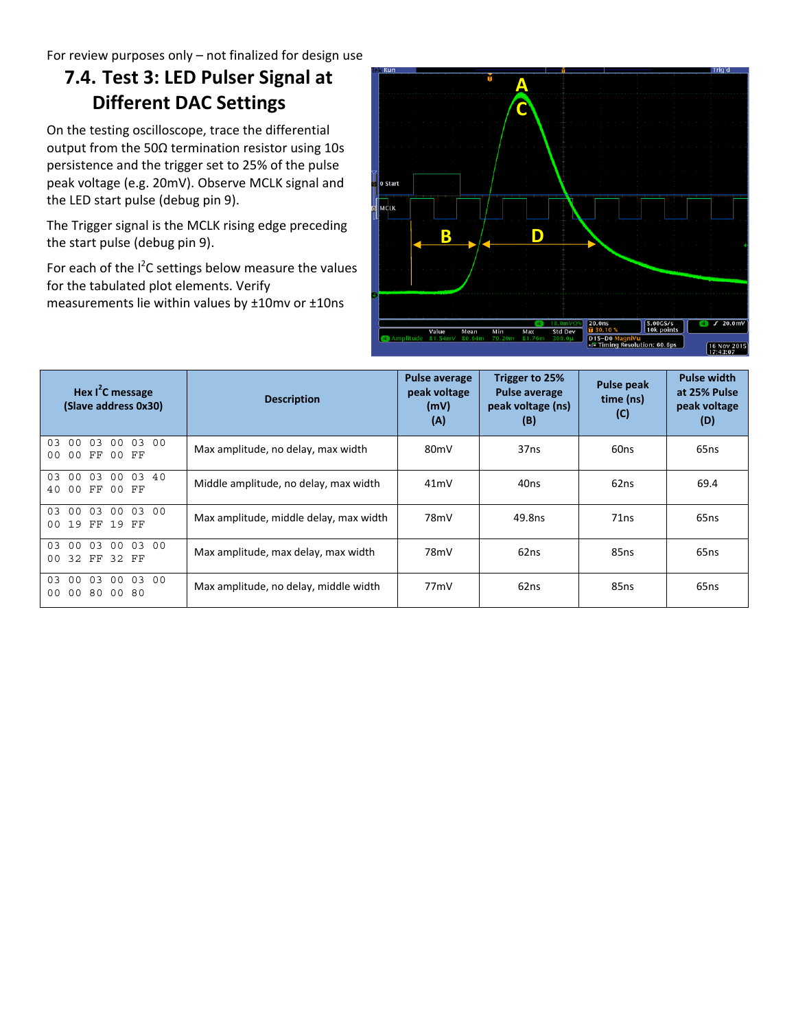For review purposes only – not finalized for design use

## 7.4. Test 3: LED Pulser Signal at Different DAC Settings

On the testing oscilloscope, trace the differential output from the 50Ω termination resistor using 10s persistence and the trigger set to 25% of the pulse peak voltage (e.g. 20mV). Observe MCLK signal and the LED start pulse (debug pin 9).

The Trigger signal is the MCLK rising edge preceding the start pulse (debug pin 9).

For each of the I$^2$C settings below measure the values for the tabulated plot elements. Verify measurements lie within values by ±10mv or ±10ns

A
C
0 Start
MCLK
B
D
Run
Trig'd
Value Mean Min Max Std Dev
Amplitude 81.54mV 80.84m 79.20m 81.76m 360.0µ
10.0mV/Ω
20.0ns
30.10 %
D15–D0 MagniVu
Timing Resolution: 60.6ps
5.00GS/s
10k points
20.0mV
16 Nov 2015
17:43:07

| Hex I$^2$C message (Slave address 0x30) | Description | Pulse average peak voltage (mV) (A) | Trigger to 25% Pulse average peak voltage (ns) (B) | Pulse peak time (ns) (C) | Pulse width at 25% Pulse peak voltage (D) |
|---|---|---|---|---|---|
| 03 00 03 00 03 00 00 00 FF 00 FF | Max amplitude, no delay, max width | 80mV | 37ns | 60ns | 65ns |
| 03 00 03 00 03 40 40 00 FF 00 FF | Middle amplitude, no delay, max width | 41mV | 40ns | 62ns | 69.4 |
| 03 00 03 00 03 00 00 19 FF 19 FF | Max amplitude, middle delay, max width | 78mV | 49.8ns | 71ns | 65ns |
| 03 00 03 00 03 00 00 32 FF 32 FF | Max amplitude, max delay, max width | 78mV | 62ns | 85ns | 65ns |
| 03 00 03 00 03 00 00 00 80 00 80 | Max amplitude, no delay, middle width | 77mV | 62ns | 85ns | 65ns |